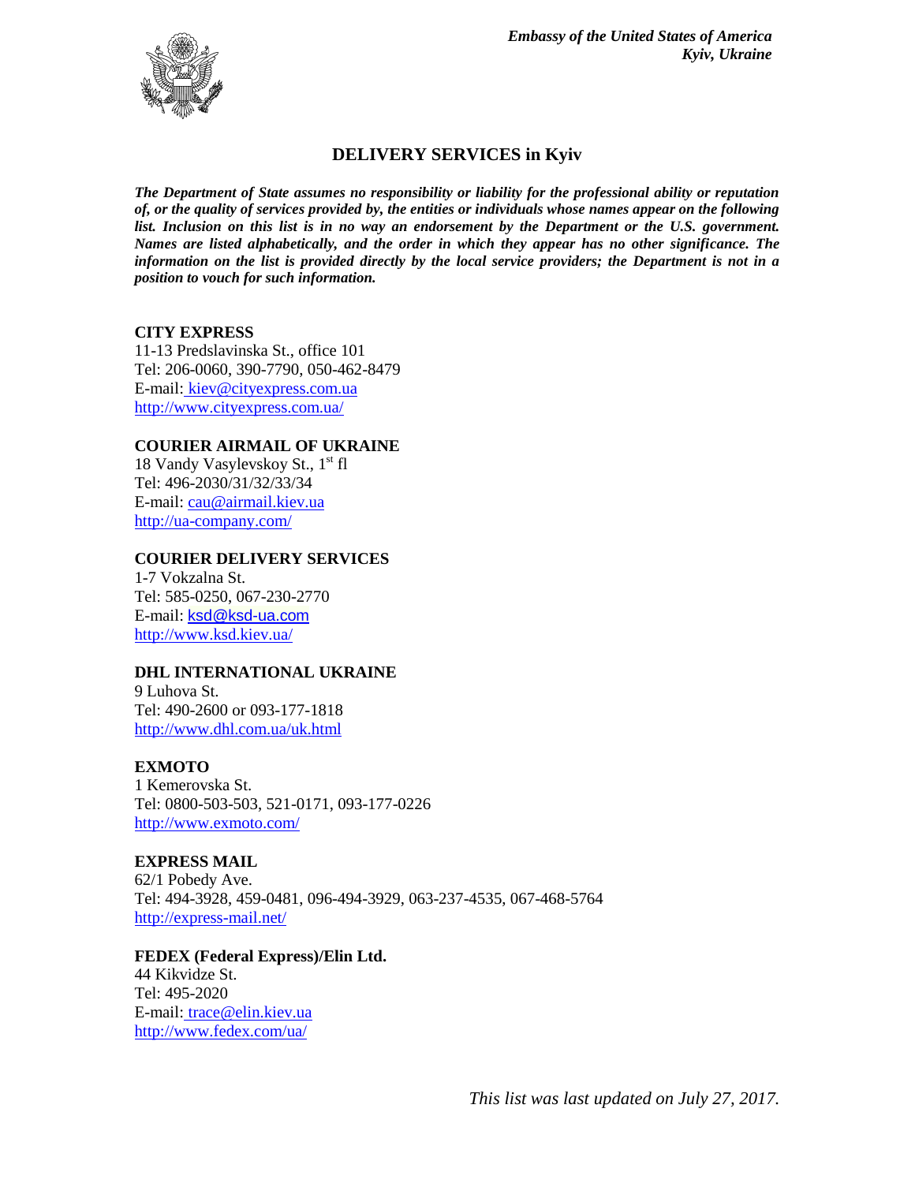*Embassy of the United States of America*
*Kyiv, Ukraine*

# DELIVERY SERVICES in Kyiv

***The Department of State assumes no responsibility or liability for the professional ability or reputation of, or the quality of services provided by, the entities or individuals whose names appear on the following list. Inclusion on this list is in no way an endorsement by the Department or the U.S. government. Names are listed alphabetically, and the order in which they appear has no other significance. The information on the list is provided directly by the local service providers; the Department is not in a position to vouch for such information.***

**CITY EXPRESS**
11-13 Predslavinska St., office 101
Tel: 206-0060, 390-7790, 050-462-8479
E-mail: kiev@cityexpress.com.ua
http://www.cityexpress.com.ua/

**COURIER AIRMAIL OF UKRAINE**
18 Vandy Vasylevskoy St., 1st fl
Tel: 496-2030/31/32/33/34
E-mail: cau@airmail.kiev.ua
http://ua-company.com/

**COURIER DELIVERY SERVICES**
1-7 Vokzalna St.
Tel: 585-0250, 067-230-2770
E-mail: ksd@ksd-ua.com
http://www.ksd.kiev.ua/

**DHL INTERNATIONAL UKRAINE**
9 Luhova St.
Tel: 490-2600 or 093-177-1818
http://www.dhl.com.ua/uk.html

**EXMOTO**
1 Kemerovska St.
Tel: 0800-503-503, 521-0171, 093-177-0226
http://www.exmoto.com/

**EXPRESS MAIL**
62/1 Pobedy Ave.
Tel: 494-3928, 459-0481, 096-494-3929, 063-237-4535, 067-468-5764
http://express-mail.net/

**FEDEX (Federal Express)/Elin Ltd.**
44 Kikvidze St.
Tel: 495-2020
E-mail: trace@elin.kiev.ua
http://www.fedex.com/ua/

*This list was last updated on July 27, 2017.*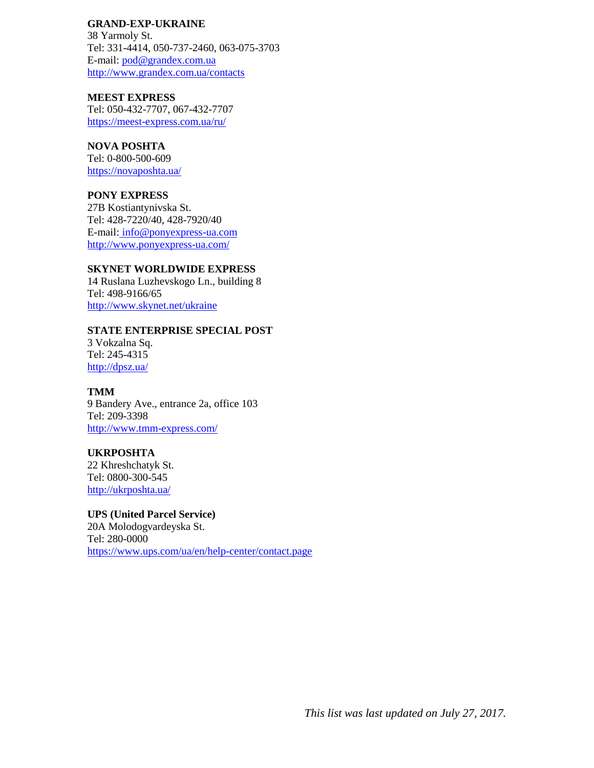**GRAND-EXP-UKRAINE**
38 Yarmoly St.
Tel: 331-4414, 050-737-2460, 063-075-3703
E-mail: pod@grandex.com.ua
http://www.grandex.com.ua/contacts

**MEEST EXPRESS**
Tel: 050-432-7707, 067-432-7707
https://meest-express.com.ua/ru/

**NOVA POSHTA**
Tel: 0-800-500-609
https://novaposhta.ua/

**PONY EXPRESS**
27B Kostiantynivska St.
Tel: 428-7220/40, 428-7920/40
E-mail: info@ponyexpress-ua.com
http://www.ponyexpress-ua.com/

**SKYNET WORLDWIDE EXPRESS**
14 Ruslana Luzhevskogo Ln., building 8
Tel: 498-9166/65
http://www.skynet.net/ukraine

**STATE ENTERPRISE SPECIAL POST**
3 Vokzalna Sq.
Tel: 245-4315
http://dpsz.ua/

**TMM**
9 Bandery Ave., entrance 2a, office 103
Tel: 209-3398
http://www.tmm-express.com/

**UKRPOSHTA**
22 Khreshchatyk St.
Tel: 0800-300-545
http://ukrposhta.ua/

**UPS (United Parcel Service)**
20A Molodogvardeyska St.
Tel: 280-0000
https://www.ups.com/ua/en/help-center/contact.page

*This list was last updated on July 27, 2017.*